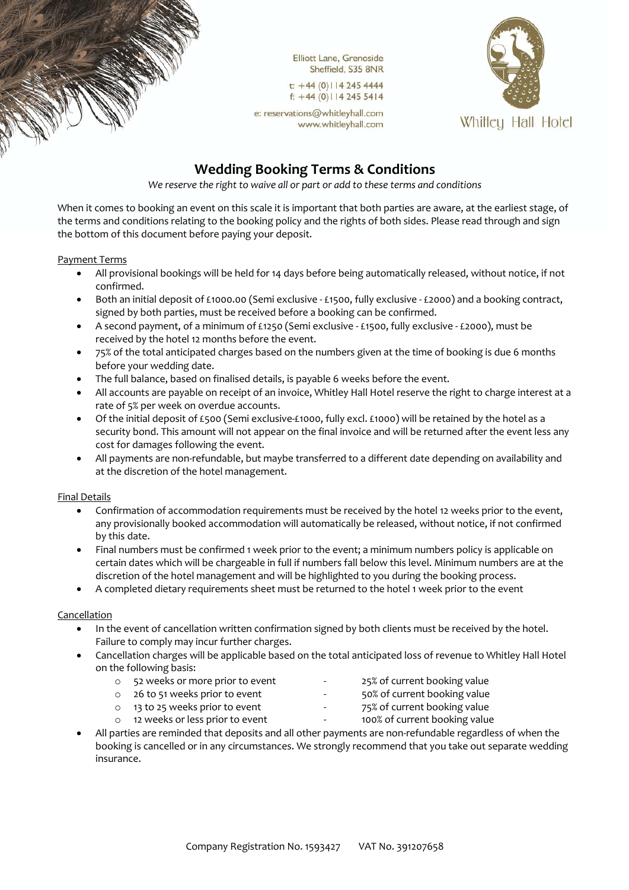Elliott Lane, Grenoside
Sheffield, S35 8NR

t: +44 (0)114 245 4444
f: +44 (0)114 245 5414

e: reservations@whitleyhall.com
www.whitleyhall.com

Whitley Hall Hotel

# Wedding Booking Terms & Conditions

*We reserve the right to waive all or part or add to these terms and conditions*

When it comes to booking an event on this scale it is important that both parties are aware, at the earliest stage, of the terms and conditions relating to the booking policy and the rights of both sides. Please read through and sign the bottom of this document before paying your deposit.

## Payment Terms

- All provisional bookings will be held for 14 days before being automatically released, without notice, if not confirmed.
- Both an initial deposit of £1000.00 (Semi exclusive - £1500, fully exclusive - £2000) and a booking contract, signed by both parties, must be received before a booking can be confirmed.
- A second payment, of a minimum of £1250 (Semi exclusive - £1500, fully exclusive - £2000), must be received by the hotel 12 months before the event.
- 75% of the total anticipated charges based on the numbers given at the time of booking is due 6 months before your wedding date.
- The full balance, based on finalised details, is payable 6 weeks before the event.
- All accounts are payable on receipt of an invoice, Whitley Hall Hotel reserve the right to charge interest at a rate of 5% per week on overdue accounts.
- Of the initial deposit of £500 (Semi exclusive-£1000, fully excl. £1000) will be retained by the hotel as a security bond. This amount will not appear on the final invoice and will be returned after the event less any cost for damages following the event.
- All payments are non-refundable, but maybe transferred to a different date depending on availability and at the discretion of the hotel management.

## Final Details

- Confirmation of accommodation requirements must be received by the hotel 12 weeks prior to the event, any provisionally booked accommodation will automatically be released, without notice, if not confirmed by this date.
- Final numbers must be confirmed 1 week prior to the event; a minimum numbers policy is applicable on certain dates which will be chargeable in full if numbers fall below this level. Minimum numbers are at the discretion of the hotel management and will be highlighted to you during the booking process.
- A completed dietary requirements sheet must be returned to the hotel 1 week prior to the event

## Cancellation

- In the event of cancellation written confirmation signed by both clients must be received by the hotel. Failure to comply may incur further charges.
- Cancellation charges will be applicable based on the total anticipated loss of revenue to Whitley Hall Hotel on the following basis:
  - 52 weeks or more prior to event - 25% of current booking value
  - 26 to 51 weeks prior to event - 50% of current booking value
  - 13 to 25 weeks prior to event - 75% of current booking value
  - 12 weeks or less prior to event - 100% of current booking value
- All parties are reminded that deposits and all other payments are non-refundable regardless of when the booking is cancelled or in any circumstances. We strongly recommend that you take out separate wedding insurance.

Company Registration No. 1593427 VAT No. 391207658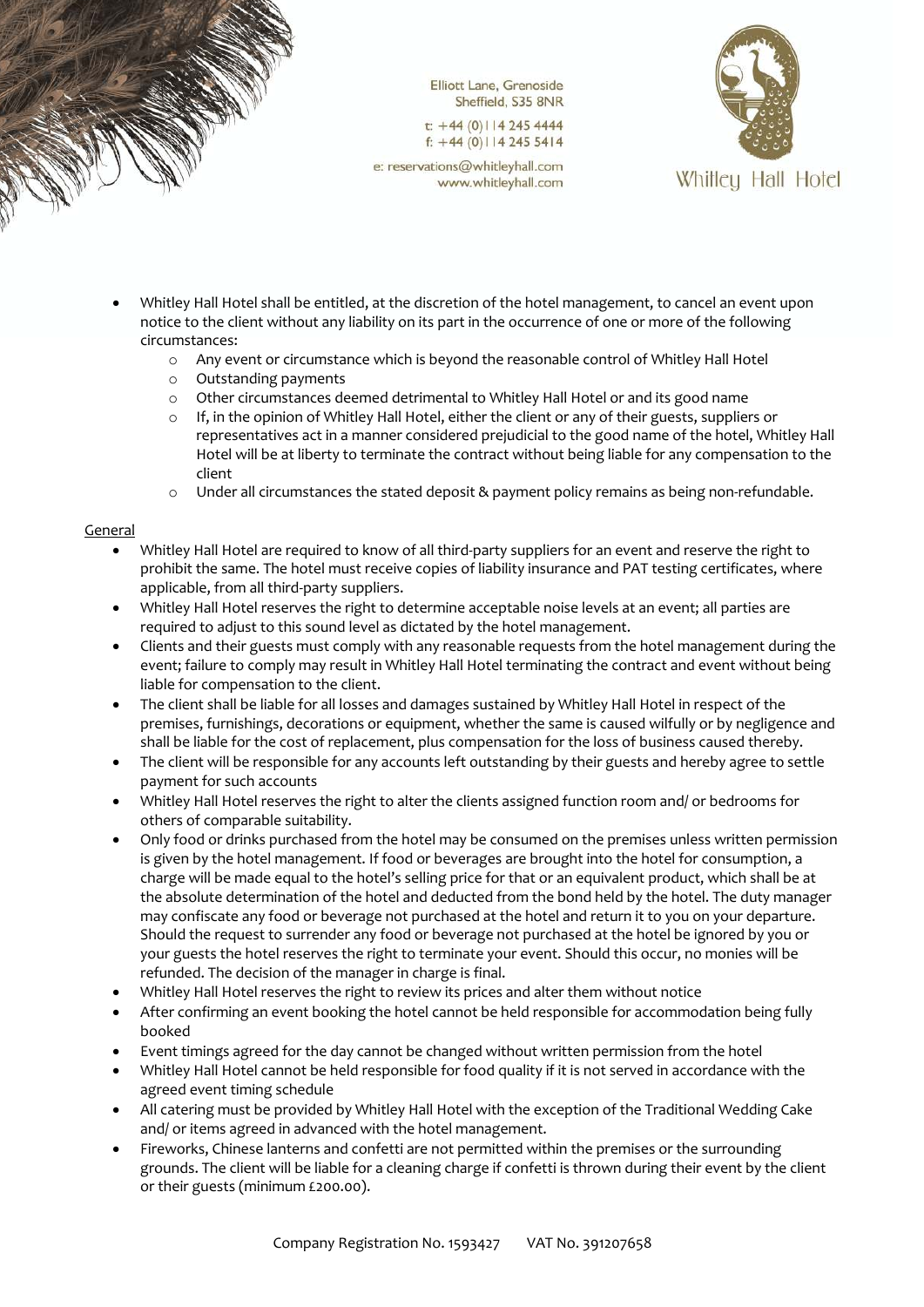- Whitley Hall Hotel shall be entitled, at the discretion of the hotel management, to cancel an event upon notice to the client without any liability on its part in the occurrence of one or more of the following circumstances:
    - Any event or circumstance which is beyond the reasonable control of Whitley Hall Hotel
    - Outstanding payments
    - Other circumstances deemed detrimental to Whitley Hall Hotel or and its good name
    - If, in the opinion of Whitley Hall Hotel, either the client or any of their guests, suppliers or representatives act in a manner considered prejudicial to the good name of the hotel, Whitley Hall Hotel will be at liberty to terminate the contract without being liable for any compensation to the client
    - Under all circumstances the stated deposit & payment policy remains as being non-refundable.

General

- Whitley Hall Hotel are required to know of all third-party suppliers for an event and reserve the right to prohibit the same. The hotel must receive copies of liability insurance and PAT testing certificates, where applicable, from all third-party suppliers.
- Whitley Hall Hotel reserves the right to determine acceptable noise levels at an event; all parties are required to adjust to this sound level as dictated by the hotel management.
- Clients and their guests must comply with any reasonable requests from the hotel management during the event; failure to comply may result in Whitley Hall Hotel terminating the contract and event without being liable for compensation to the client.
- The client shall be liable for all losses and damages sustained by Whitley Hall Hotel in respect of the premises, furnishings, decorations or equipment, whether the same is caused wilfully or by negligence and shall be liable for the cost of replacement, plus compensation for the loss of business caused thereby.
- The client will be responsible for any accounts left outstanding by their guests and hereby agree to settle payment for such accounts
- Whitley Hall Hotel reserves the right to alter the clients assigned function room and/ or bedrooms for others of comparable suitability.
- Only food or drinks purchased from the hotel may be consumed on the premises unless written permission is given by the hotel management. If food or beverages are brought into the hotel for consumption, a charge will be made equal to the hotel's selling price for that or an equivalent product, which shall be at the absolute determination of the hotel and deducted from the bond held by the hotel. The duty manager may confiscate any food or beverage not purchased at the hotel and return it to you on your departure. Should the request to surrender any food or beverage not purchased at the hotel be ignored by you or your guests the hotel reserves the right to terminate your event. Should this occur, no monies will be refunded. The decision of the manager in charge is final.
- Whitley Hall Hotel reserves the right to review its prices and alter them without notice
- After confirming an event booking the hotel cannot be held responsible for accommodation being fully booked
- Event timings agreed for the day cannot be changed without written permission from the hotel
- Whitley Hall Hotel cannot be held responsible for food quality if it is not served in accordance with the agreed event timing schedule
- All catering must be provided by Whitley Hall Hotel with the exception of the Traditional Wedding Cake and/ or items agreed in advanced with the hotel management.
- Fireworks, Chinese lanterns and confetti are not permitted within the premises or the surrounding grounds. The client will be liable for a cleaning charge if confetti is thrown during their event by the client or their guests (minimum £200.00).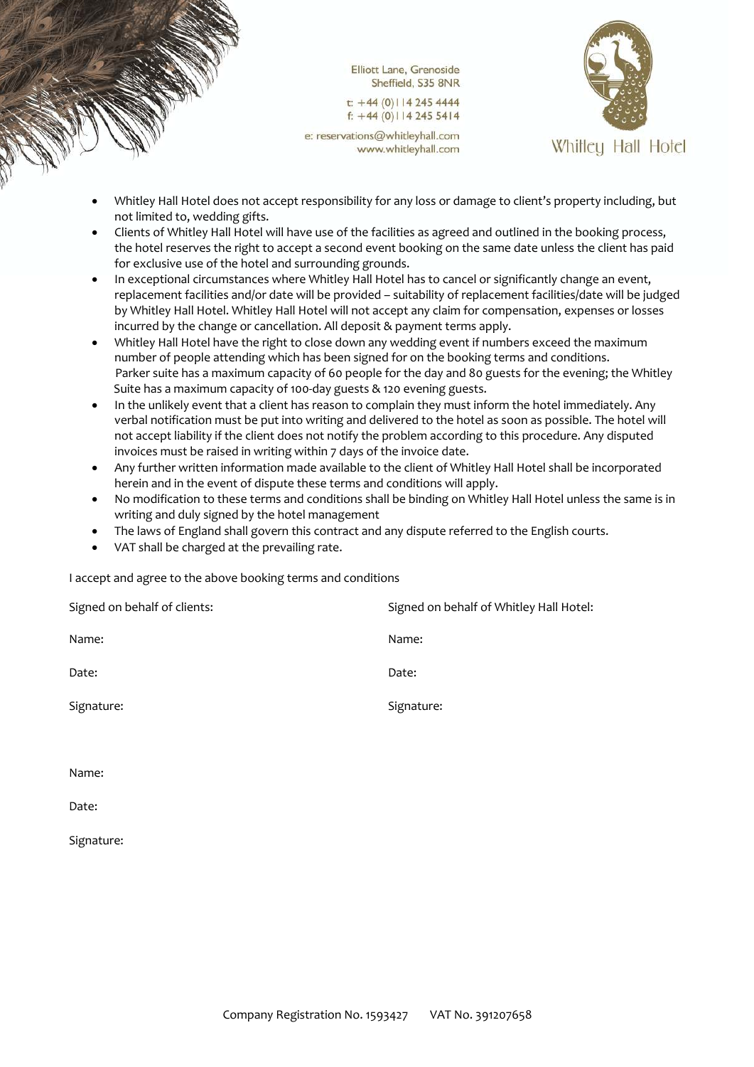- Whitley Hall Hotel does not accept responsibility for any loss or damage to client's property including, but not limited to, wedding gifts.
- Clients of Whitley Hall Hotel will have use of the facilities as agreed and outlined in the booking process, the hotel reserves the right to accept a second event booking on the same date unless the client has paid for exclusive use of the hotel and surrounding grounds.
- In exceptional circumstances where Whitley Hall Hotel has to cancel or significantly change an event, replacement facilities and/or date will be provided – suitability of replacement facilities/date will be judged by Whitley Hall Hotel. Whitley Hall Hotel will not accept any claim for compensation, expenses or losses incurred by the change or cancellation. All deposit & payment terms apply.
- Whitley Hall Hotel have the right to close down any wedding event if numbers exceed the maximum number of people attending which has been signed for on the booking terms and conditions. Parker suite has a maximum capacity of 60 people for the day and 80 guests for the evening; the Whitley Suite has a maximum capacity of 100-day guests & 120 evening guests.
- In the unlikely event that a client has reason to complain they must inform the hotel immediately. Any verbal notification must be put into writing and delivered to the hotel as soon as possible. The hotel will not accept liability if the client does not notify the problem according to this procedure. Any disputed invoices must be raised in writing within 7 days of the invoice date.
- Any further written information made available to the client of Whitley Hall Hotel shall be incorporated herein and in the event of dispute these terms and conditions will apply.
- No modification to these terms and conditions shall be binding on Whitley Hall Hotel unless the same is in writing and duly signed by the hotel management
- The laws of England shall govern this contract and any dispute referred to the English courts.
- VAT shall be charged at the prevailing rate.

I accept and agree to the above booking terms and conditions

| Signed on behalf of clients: | Signed on behalf of Whitley Hall Hotel: |
|---|---|
| Name: | Name: |
| Date: | Date: |
| Signature: | Signature: |

Name:

Date:

Signature:

Company Registration No. 1593427 VAT No. 391207658